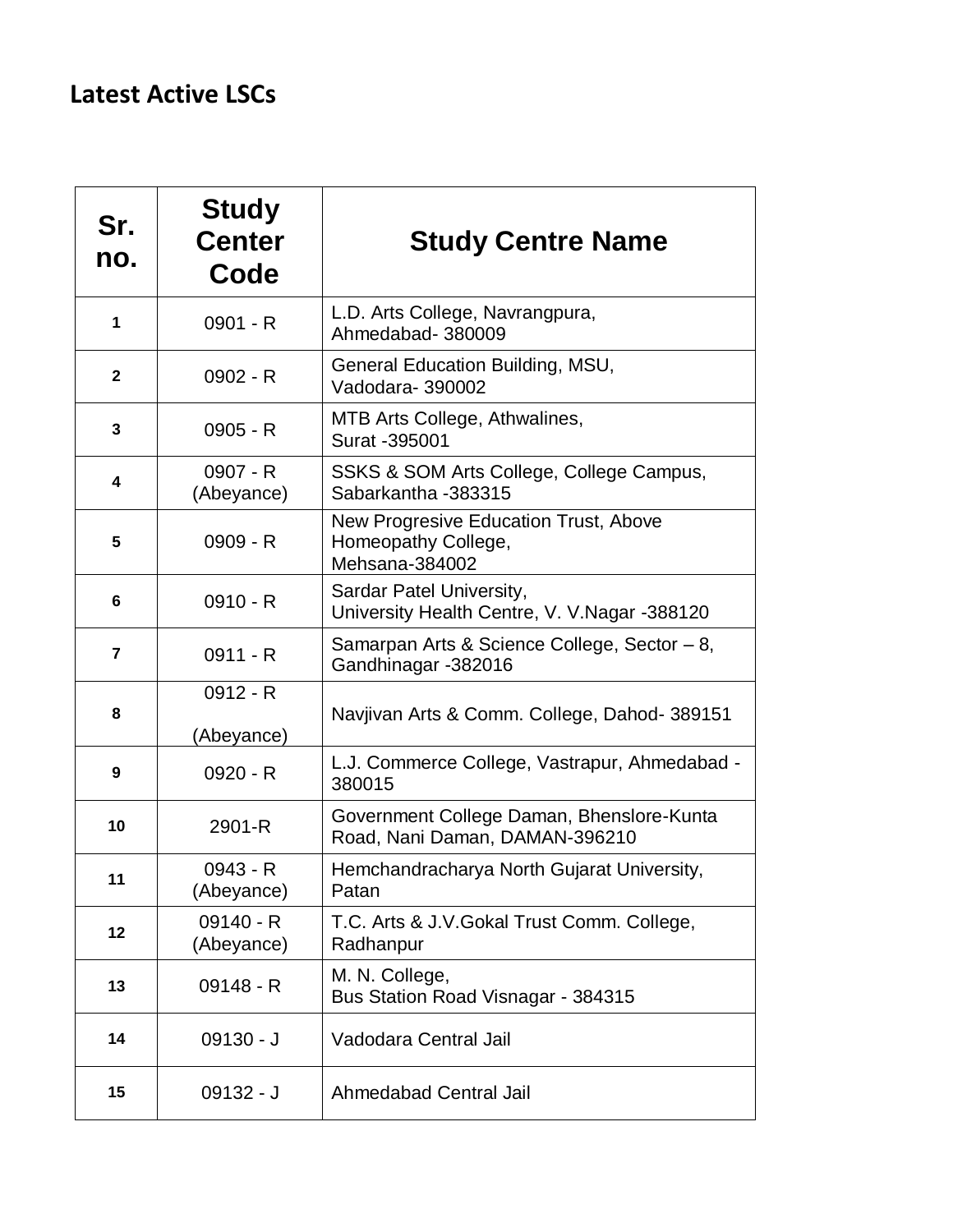## Latest Active LSCs

| Sr. no. | Study Center Code | Study Centre Name |
|---|---|---|
| 1 | 0901 - R | L.D. Arts College, Navrangpura, Ahmedabad- 380009 |
| 2 | 0902 - R | General Education Building, MSU, Vadodara- 390002 |
| 3 | 0905 - R | MTB Arts College, Athwalines, Surat -395001 |
| 4 | 0907 - R (Abeyance) | SSKS & SOM Arts College, College Campus, Sabarkantha -383315 |
| 5 | 0909 - R | New Progresive Education Trust, Above Homeopathy College, Mehsana-384002 |
| 6 | 0910 - R | Sardar Patel University, University Health Centre, V. V.Nagar -388120 |
| 7 | 0911 - R | Samarpan Arts & Science College, Sector – 8, Gandhinagar -382016 |
| 8 | 0912 - R (Abeyance) | Navjivan Arts & Comm. College, Dahod- 389151 |
| 9 | 0920 - R | L.J. Commerce College, Vastrapur, Ahmedabad - 380015 |
| 10 | 2901-R | Government College Daman, Bhenslore-Kunta Road, Nani Daman, DAMAN-396210 |
| 11 | 0943 - R (Abeyance) | Hemchandracharya North Gujarat University, Patan |
| 12 | 09140 - R (Abeyance) | T.C. Arts & J.V.Gokal Trust Comm. College, Radhanpur |
| 13 | 09148 - R | M. N. College, Bus Station Road Visnagar - 384315 |
| 14 | 09130 - J | Vadodara Central Jail |
| 15 | 09132 - J | Ahmedabad Central Jail |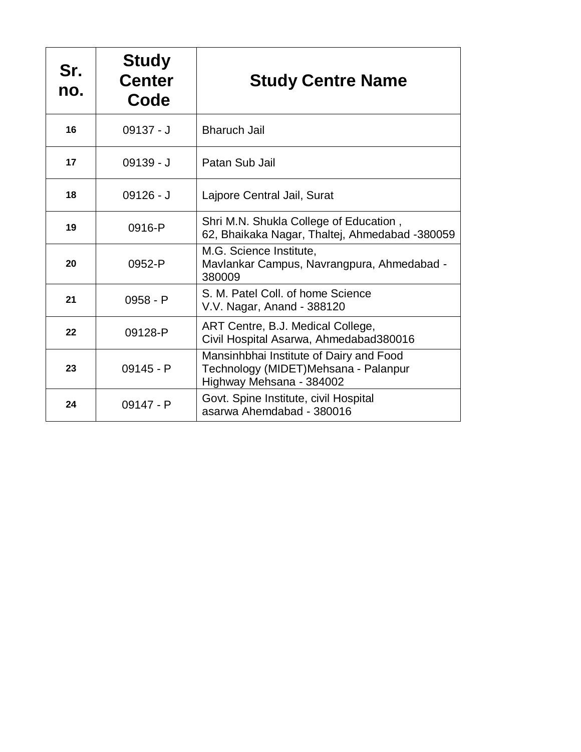| Sr. no. | Study Center Code | Study Centre Name |
|---|---|---|
| 16 | 09137 - J | Bharuch Jail |
| 17 | 09139 - J | Patan Sub Jail |
| 18 | 09126 - J | Lajpore Central Jail, Surat |
| 19 | 0916-P | Shri M.N. Shukla College of Education , 62, Bhaikaka Nagar, Thaltej, Ahmedabad -380059 |
| 20 | 0952-P | M.G. Science Institute, Mavlankar Campus, Navrangpura, Ahmedabad - 380009 |
| 21 | 0958 - P | S. M. Patel Coll. of home Science V.V. Nagar, Anand - 388120 |
| 22 | 09128-P | ART Centre, B.J. Medical College, Civil Hospital Asarwa, Ahmedabad380016 |
| 23 | 09145 - P | Mansinhbhai Institute of Dairy and Food Technology (MIDET)Mehsana - Palanpur Highway Mehsana - 384002 |
| 24 | 09147 - P | Govt. Spine Institute, civil Hospital asarwa Ahemdabad - 380016 |